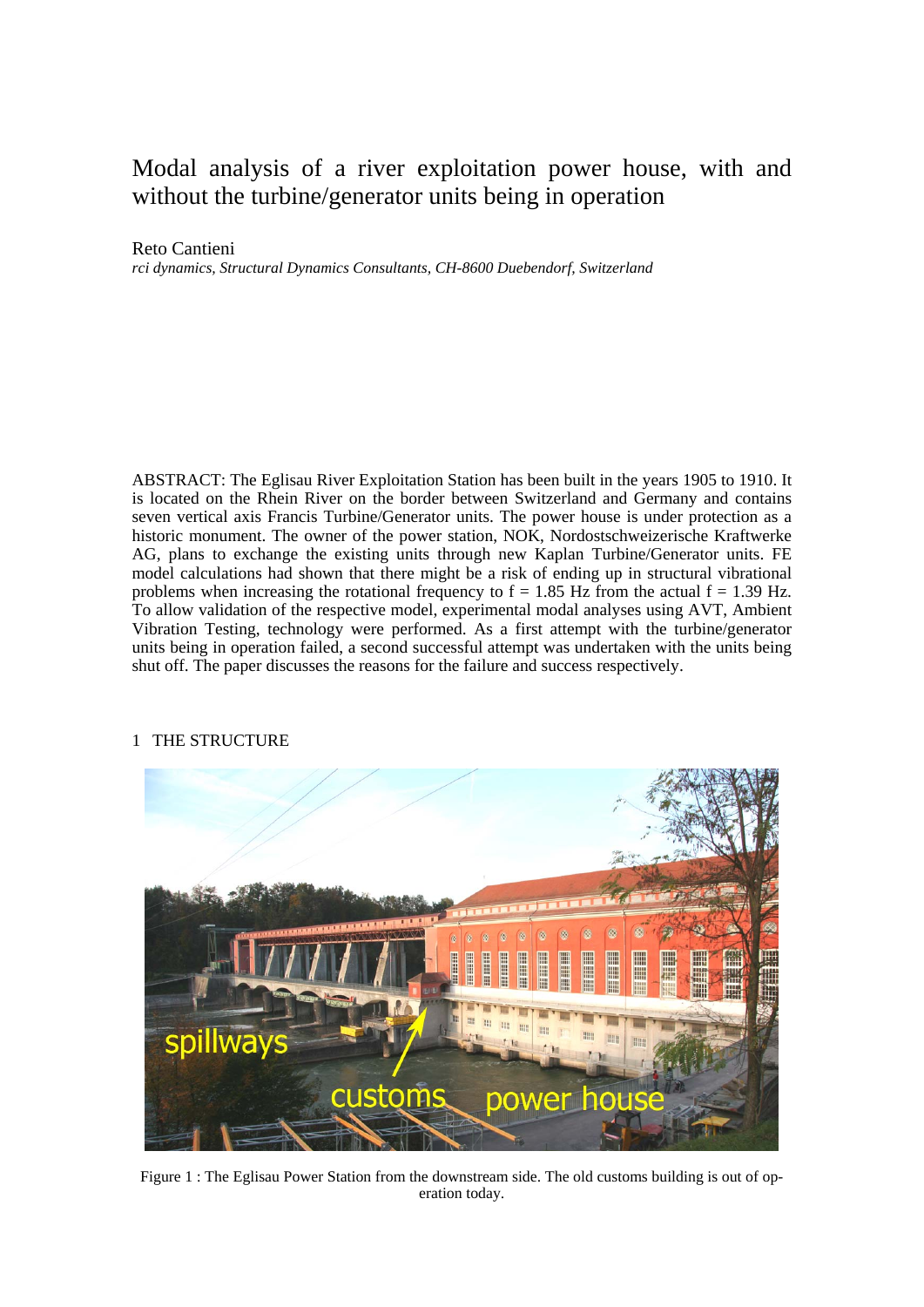# Modal analysis of a river exploitation power house, with and without the turbine/generator units being in operation

Reto Cantieni

*rci dynamics, Structural Dynamics Consultants, CH-8600 Duebendorf, Switzerland*

ABSTRACT: The Eglisau River Exploitation Station has been built in the years 1905 to 1910. It is located on the Rhein River on the border between Switzerland and Germany and contains seven vertical axis Francis Turbine/Generator units. The power house is under protection as a historic monument. The owner of the power station, NOK, Nordostschweizerische Kraftwerke AG, plans to exchange the existing units through new Kaplan Turbine/Generator units. FE model calculations had shown that there might be a risk of ending up in structural vibrational problems when increasing the rotational frequency to f = 1.85 Hz from the actual f = 1.39 Hz. To allow validation of the respective model, experimental modal analyses using AVT, Ambient Vibration Testing, technology were performed. As a first attempt with the turbine/generator units being in operation failed, a second successful attempt was undertaken with the units being shut off. The paper discusses the reasons for the failure and success respectively.

## 1 THE STRUCTURE

Figure 1 : The Eglisau Power Station from the downstream side. The old customs building is out of operation today.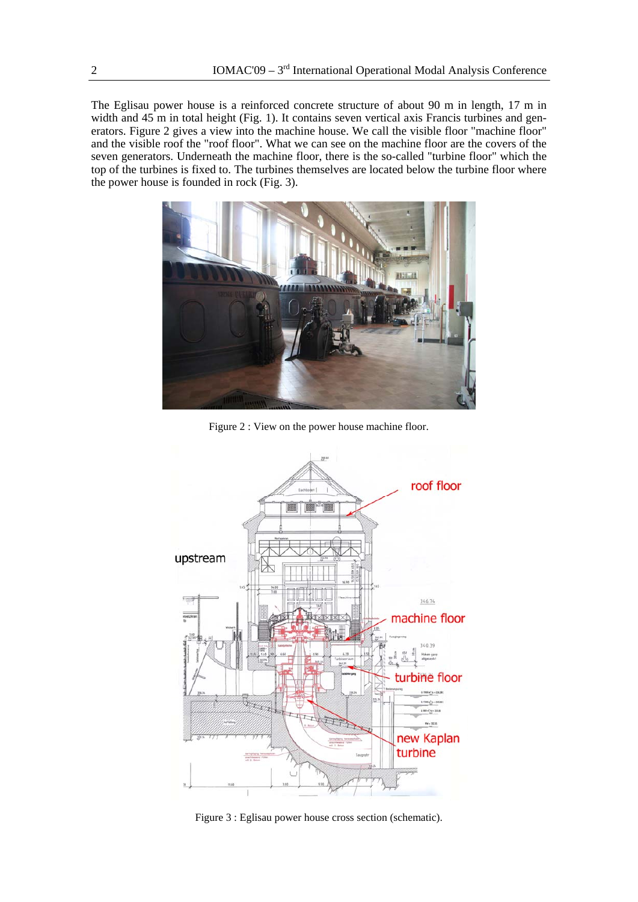The Eglisau power house is a reinforced concrete structure of about 90 m in length, 17 m in width and 45 m in total height (Fig. 1). It contains seven vertical axis Francis turbines and generators. Figure 2 gives a view into the machine house. We call the visible floor "machine floor" and the visible roof the "roof floor". What we can see on the machine floor are the covers of the seven generators. Underneath the machine floor, there is the so-called "turbine floor" which the top of the turbines is fixed to. The turbines themselves are located below the turbine floor where the power house is founded in rock (Fig. 3).

Figure 2 : View on the power house machine floor.

Figure 3 : Eglisau power house cross section (schematic).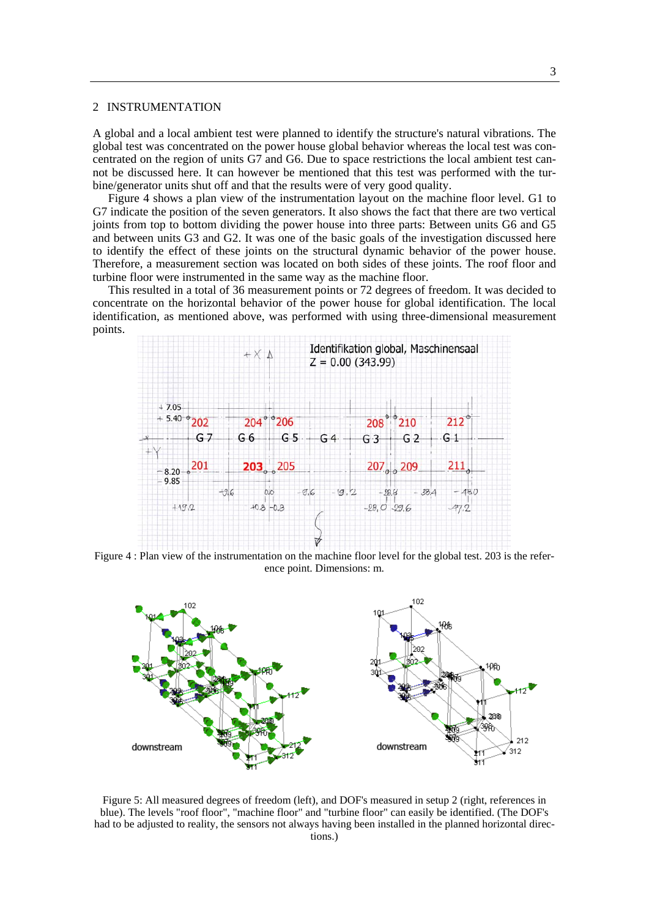## 2 INSTRUMENTATION

A global and a local ambient test were planned to identify the structure's natural vibrations. The global test was concentrated on the power house global behavior whereas the local test was concentrated on the region of units G7 and G6. Due to space restrictions the local ambient test cannot be discussed here. It can however be mentioned that this test was performed with the turbine/generator units shut off and that the results were of very good quality.

Figure 4 shows a plan view of the instrumentation layout on the machine floor level. G1 to G7 indicate the position of the seven generators. It also shows the fact that there are two vertical joints from top to bottom dividing the power house into three parts: Between units G6 and G5 and between units G3 and G2. It was one of the basic goals of the investigation discussed here to identify the effect of these joints on the structural dynamic behavior of the power house. Therefore, a measurement section was located on both sides of these joints. The roof floor and turbine floor were instrumented in the same way as the machine floor.

This resulted in a total of 36 measurement points or 72 degrees of freedom. It was decided to concentrate on the horizontal behavior of the power house for global identification. The local identification, as mentioned above, was performed with using three-dimensional measurement points.

Figure 4 : Plan view of the instrumentation on the machine floor level for the global test. 203 is the reference point. Dimensions: m.

Figure 5: All measured degrees of freedom (left), and DOF's measured in setup 2 (right, references in blue). The levels "roof floor", "machine floor" and "turbine floor" can easily be identified. (The DOF's had to be adjusted to reality, the sensors not always having been installed in the planned horizontal directions.)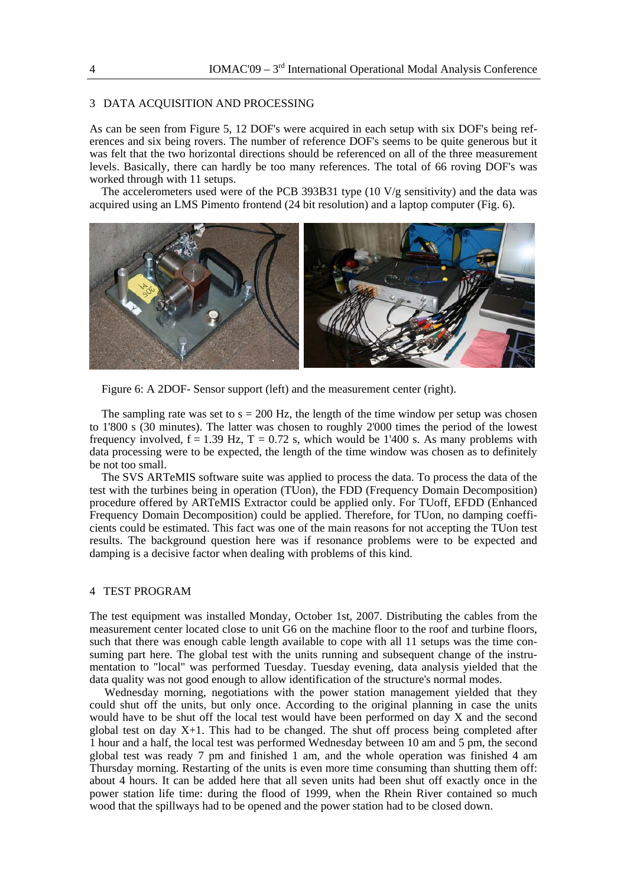## 3 DATA ACQUISITION AND PROCESSING

As can be seen from Figure 5, 12 DOF's were acquired in each setup with six DOF's being references and six being rovers. The number of reference DOF's seems to be quite generous but it was felt that the two horizontal directions should be referenced on all of the three measurement levels. Basically, there can hardly be too many references. The total of 66 roving DOF's was worked through with 11 setups.

The accelerometers used were of the PCB 393B31 type (10 V/g sensitivity) and the data was acquired using an LMS Pimento frontend (24 bit resolution) and a laptop computer (Fig. 6).

Figure 6: A 2DOF- Sensor support (left) and the measurement center (right).

The sampling rate was set to s = 200 Hz, the length of the time window per setup was chosen to 1'800 s (30 minutes). The latter was chosen to roughly 2'000 times the period of the lowest frequency involved, f = 1.39 Hz, T = 0.72 s, which would be 1'400 s. As many problems with data processing were to be expected, the length of the time window was chosen as to definitely be not too small.

The SVS ARTeMIS software suite was applied to process the data. To process the data of the test with the turbines being in operation (TUon), the FDD (Frequency Domain Decomposition) procedure offered by ARTeMIS Extractor could be applied only. For TUoff, EFDD (Enhanced Frequency Domain Decomposition) could be applied. Therefore, for TUon, no damping coefficients could be estimated. This fact was one of the main reasons for not accepting the TUon test results. The background question here was if resonance problems were to be expected and damping is a decisive factor when dealing with problems of this kind.

## 4 TEST PROGRAM

The test equipment was installed Monday, October 1st, 2007. Distributing the cables from the measurement center located close to unit G6 on the machine floor to the roof and turbine floors, such that there was enough cable length available to cope with all 11 setups was the time consuming part here. The global test with the units running and subsequent change of the instrumentation to "local" was performed Tuesday. Tuesday evening, data analysis yielded that the data quality was not good enough to allow identification of the structure's normal modes.

Wednesday morning, negotiations with the power station management yielded that they could shut off the units, but only once. According to the original planning in case the units would have to be shut off the local test would have been performed on day X and the second global test on day X+1. This had to be changed. The shut off process being completed after 1 hour and a half, the local test was performed Wednesday between 10 am and 5 pm, the second global test was ready 7 pm and finished 1 am, and the whole operation was finished 4 am Thursday morning. Restarting of the units is even more time consuming than shutting them off: about 4 hours. It can be added here that all seven units had been shut off exactly once in the power station life time: during the flood of 1999, when the Rhein River contained so much wood that the spillways had to be opened and the power station had to be closed down.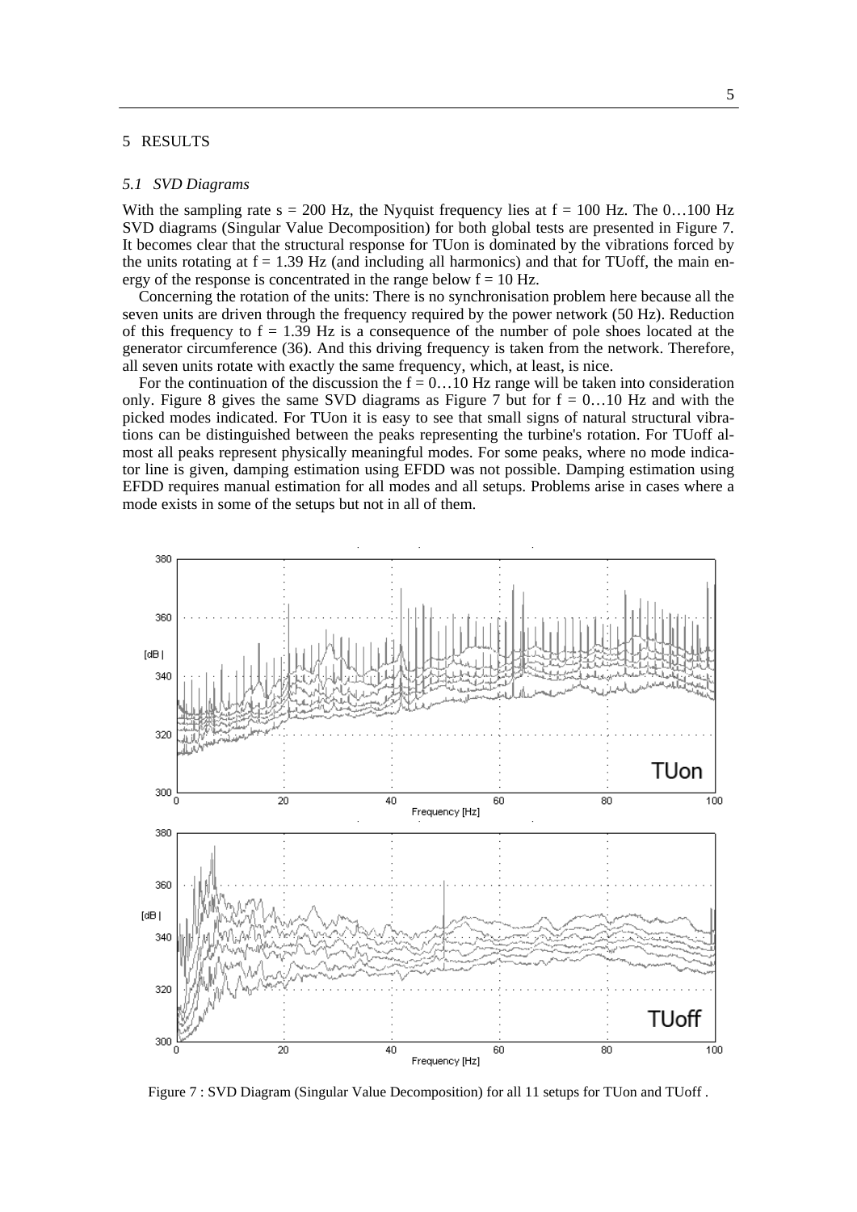## 5 RESULTS

### *5.1 SVD Diagrams*

With the sampling rate s = 200 Hz, the Nyquist frequency lies at f = 100 Hz. The 0…100 Hz SVD diagrams (Singular Value Decomposition) for both global tests are presented in Figure 7. It becomes clear that the structural response for TUon is dominated by the vibrations forced by the units rotating at f = 1.39 Hz (and including all harmonics) and that for TUoff, the main energy of the response is concentrated in the range below f = 10 Hz.

Concerning the rotation of the units: There is no synchronisation problem here because all the seven units are driven through the frequency required by the power network (50 Hz). Reduction of this frequency to f = 1.39 Hz is a consequence of the number of pole shoes located at the generator circumference (36). And this driving frequency is taken from the network. Therefore, all seven units rotate with exactly the same frequency, which, at least, is nice.

For the continuation of the discussion the f = 0…10 Hz range will be taken into consideration only. Figure 8 gives the same SVD diagrams as Figure 7 but for f = 0…10 Hz and with the picked modes indicated. For TUon it is easy to see that small signs of natural structural vibrations can be distinguished between the peaks representing the turbine's rotation. For TUoff almost all peaks represent physically meaningful modes. For some peaks, where no mode indicator line is given, damping estimation using EFDD was not possible. Damping estimation using EFDD requires manual estimation for all modes and all setups. Problems arise in cases where a mode exists in some of the setups but not in all of them.

Figure 7 : SVD Diagram (Singular Value Decomposition) for all 11 setups for TUon and TUoff .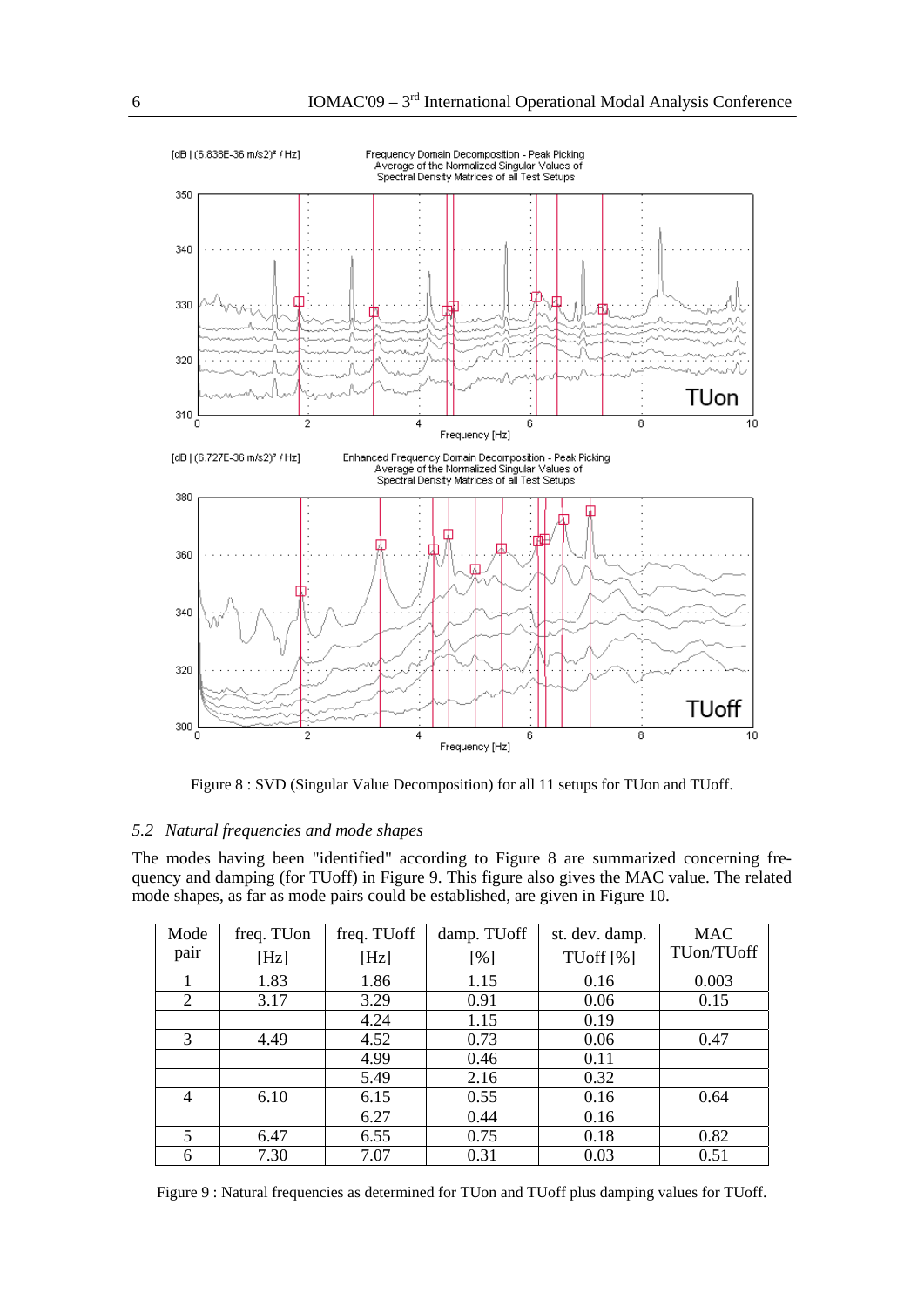Figure 8 : SVD (Singular Value Decomposition) for all 11 setups for TUon and TUoff.

### 5.2 *Natural frequencies and mode shapes*

The modes having been "identified" according to Figure 8 are summarized concerning frequency and damping (for TUoff) in Figure 9. This figure also gives the MAC value. The related mode shapes, as far as mode pairs could be established, are given in Figure 10.

| Mode pair | freq. TUon [Hz] | freq. TUoff [Hz] | damp. TUoff [%] | st. dev. damp. TUoff [%] | MAC TUon/TUoff |
|---|---|---|---|---|---|
| 1 | 1.83 | 1.86 | 1.15 | 0.16 | 0.003 |
| 2 | 3.17 | 3.29 | 0.91 | 0.06 | 0.15 |
| | | 4.24 | 1.15 | 0.19 | |
| 3 | 4.49 | 4.52 | 0.73 | 0.06 | 0.47 |
| | | 4.99 | 0.46 | 0.11 | |
| | | 5.49 | 2.16 | 0.32 | |
| 4 | 6.10 | 6.15 | 0.55 | 0.16 | 0.64 |
| | | 6.27 | 0.44 | 0.16 | |
| 5 | 6.47 | 6.55 | 0.75 | 0.18 | 0.82 |
| 6 | 7.30 | 7.07 | 0.31 | 0.03 | 0.51 |

Figure 9 : Natural frequencies as determined for TUon and TUoff plus damping values for TUoff.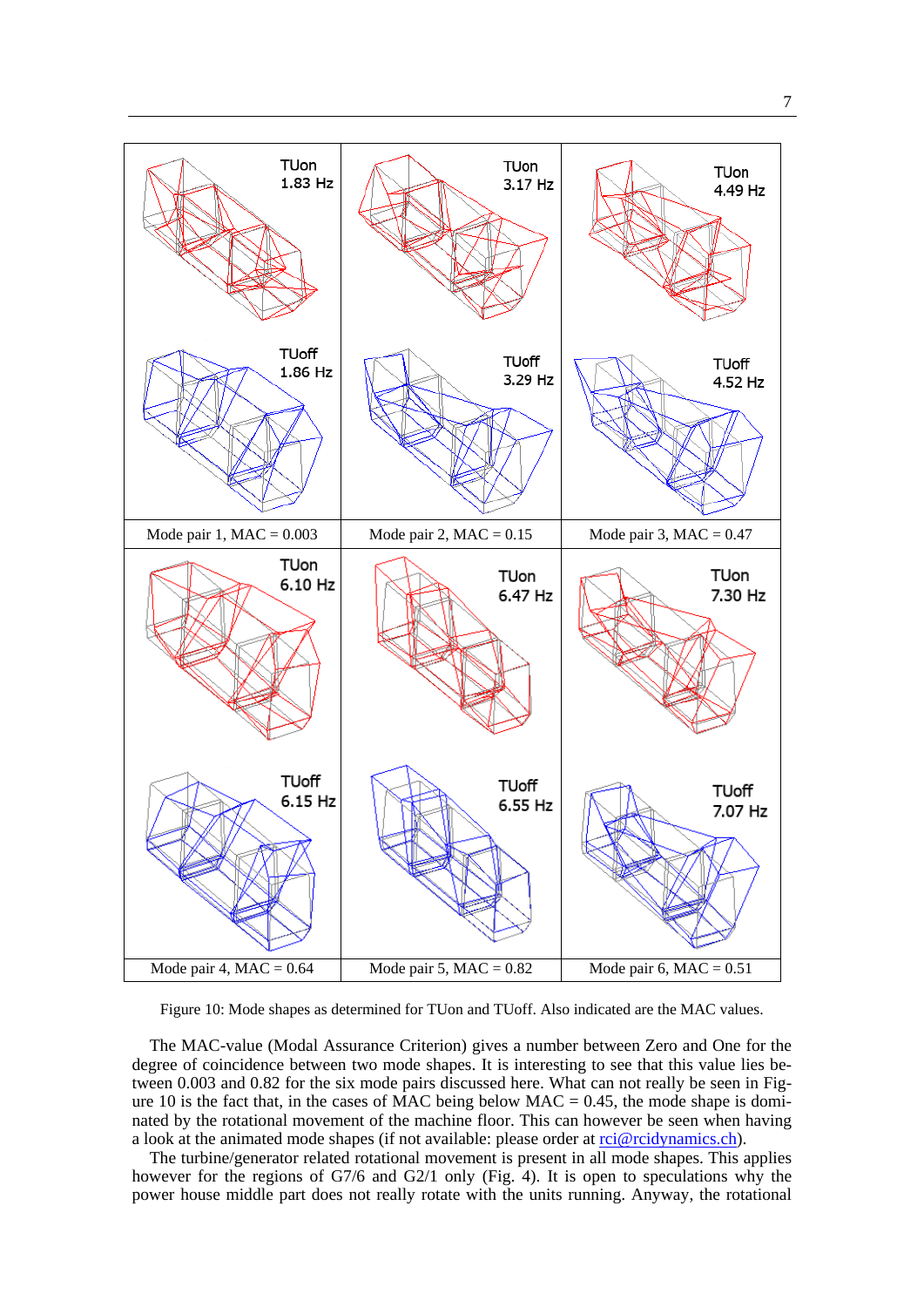| TUon 1.83 Hz / TUoff 1.86 Hz | TUon 3.17 Hz / TUoff 3.29 Hz | TUon 4.49 Hz / TUoff 4.52 Hz |
|---|---|---|
| Mode pair 1, MAC = 0.003 | Mode pair 2, MAC = 0.15 | Mode pair 3, MAC = 0.47 |
| TUon 6.10 Hz / TUoff 6.15 Hz | TUon 6.47 Hz / TUoff 6.55 Hz | TUon 7.30 Hz / TUoff 7.07 Hz |
| Mode pair 4, MAC = 0.64 | Mode pair 5, MAC = 0.82 | Mode pair 6, MAC = 0.51 |

Figure 10: Mode shapes as determined for TUon and TUoff. Also indicated are the MAC values.

The MAC-value (Modal Assurance Criterion) gives a number between Zero and One for the degree of coincidence between two mode shapes. It is interesting to see that this value lies between 0.003 and 0.82 for the six mode pairs discussed here. What can not really be seen in Figure 10 is the fact that, in the cases of MAC being below MAC = 0.45, the mode shape is dominated by the rotational movement of the machine floor. This can however be seen when having a look at the animated mode shapes (if not available: please order at rci@rcidynamics.ch).

The turbine/generator related rotational movement is present in all mode shapes. This applies however for the regions of G7/6 and G2/1 only (Fig. 4). It is open to speculations why the power house middle part does not really rotate with the units running. Anyway, the rotational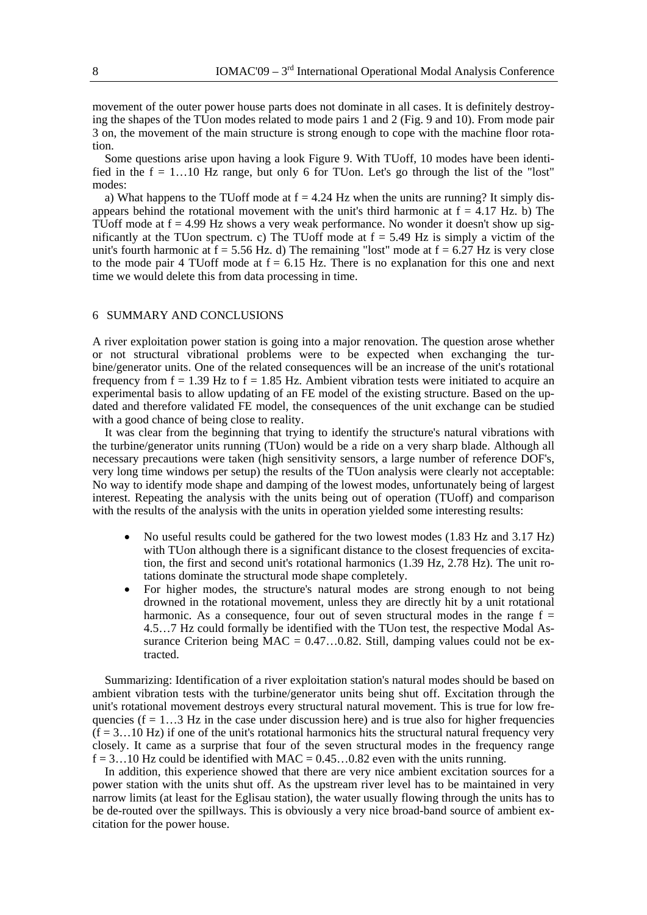movement of the outer power house parts does not dominate in all cases. It is definitely destroying the shapes of the TUon modes related to mode pairs 1 and 2 (Fig. 9 and 10). From mode pair 3 on, the movement of the main structure is strong enough to cope with the machine floor rotation.

Some questions arise upon having a look Figure 9. With TUoff, 10 modes have been identified in the $f = 1 \ldots 10$ Hz range, but only 6 for TUon. Let's go through the list of the "lost" modes:

a) What happens to the TUoff mode at $f = 4.24$ Hz when the units are running? It simply disappears behind the rotational movement with the unit's third harmonic at $f = 4.17$ Hz. b) The TUoff mode at $f = 4.99$ Hz shows a very weak performance. No wonder it doesn't show up significantly at the TUon spectrum. c) The TUoff mode at $f = 5.49$ Hz is simply a victim of the unit's fourth harmonic at $f = 5.56$ Hz. d) The remaining "lost" mode at $f = 6.27$ Hz is very close to the mode pair 4 TUoff mode at $f = 6.15$ Hz. There is no explanation for this one and next time we would delete this from data processing in time.

## 6 SUMMARY AND CONCLUSIONS

A river exploitation power station is going into a major renovation. The question arose whether or not structural vibrational problems were to be expected when exchanging the turbine/generator units. One of the related consequences will be an increase of the unit's rotational frequency from $f = 1.39$ Hz to $f = 1.85$ Hz. Ambient vibration tests were initiated to acquire an experimental basis to allow updating of an FE model of the existing structure. Based on the updated and therefore validated FE model, the consequences of the unit exchange can be studied with a good chance of being close to reality.

It was clear from the beginning that trying to identify the structure's natural vibrations with the turbine/generator units running (TUon) would be a ride on a very sharp blade. Although all necessary precautions were taken (high sensitivity sensors, a large number of reference DOF's, very long time windows per setup) the results of the TUon analysis were clearly not acceptable: No way to identify mode shape and damping of the lowest modes, unfortunately being of largest interest. Repeating the analysis with the units being out of operation (TUoff) and comparison with the results of the analysis with the units in operation yielded some interesting results:

- No useful results could be gathered for the two lowest modes (1.83 Hz and 3.17 Hz) with TUon although there is a significant distance to the closest frequencies of excitation, the first and second unit's rotational harmonics (1.39 Hz, 2.78 Hz). The unit rotations dominate the structural mode shape completely.
- For higher modes, the structure's natural modes are strong enough to not being drowned in the rotational movement, unless they are directly hit by a unit rotational harmonic. As a consequence, four out of seven structural modes in the range $f = 4.5 \ldots 7$ Hz could formally be identified with the TUon test, the respective Modal Assurance Criterion being MAC $= 0.47 \ldots 0.82$. Still, damping values could not be extracted.

Summarizing: Identification of a river exploitation station's natural modes should be based on ambient vibration tests with the turbine/generator units being shut off. Excitation through the unit's rotational movement destroys every structural natural movement. This is true for low frequencies ($f = 1 \ldots 3$ Hz in the case under discussion here) and is true also for higher frequencies ($f = 3 \ldots 10$ Hz) if one of the unit's rotational harmonics hits the structural natural frequency very closely. It came as a surprise that four of the seven structural modes in the frequency range $f = 3 \ldots 10$ Hz could be identified with MAC $= 0.45 \ldots 0.82$ even with the units running.

In addition, this experience showed that there are very nice ambient excitation sources for a power station with the units shut off. As the upstream river level has to be maintained in very narrow limits (at least for the Eglisau station), the water usually flowing through the units has to be de-routed over the spillways. This is obviously a very nice broad-band source of ambient excitation for the power house.